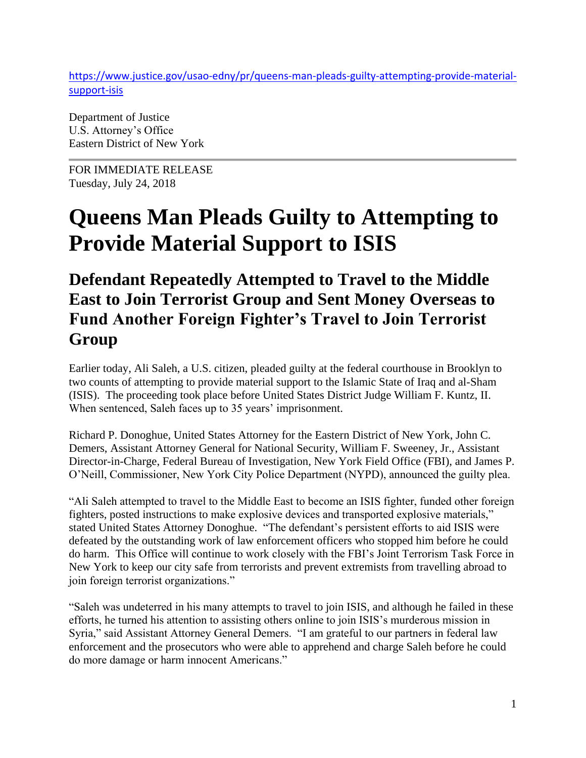https://www.justice.gov/usao-edny/pr/queens-man-pleads-guilty-attempting-provide-material-support-isis

Department of Justice
U.S. Attorney's Office
Eastern District of New York

FOR IMMEDIATE RELEASE
Tuesday, July 24, 2018

# Queens Man Pleads Guilty to Attempting to Provide Material Support to ISIS

## Defendant Repeatedly Attempted to Travel to the Middle East to Join Terrorist Group and Sent Money Overseas to Fund Another Foreign Fighter's Travel to Join Terrorist Group

Earlier today, Ali Saleh, a U.S. citizen, pleaded guilty at the federal courthouse in Brooklyn to two counts of attempting to provide material support to the Islamic State of Iraq and al-Sham (ISIS). The proceeding took place before United States District Judge William F. Kuntz, II. When sentenced, Saleh faces up to 35 years' imprisonment.

Richard P. Donoghue, United States Attorney for the Eastern District of New York, John C. Demers, Assistant Attorney General for National Security, William F. Sweeney, Jr., Assistant Director-in-Charge, Federal Bureau of Investigation, New York Field Office (FBI), and James P. O'Neill, Commissioner, New York City Police Department (NYPD), announced the guilty plea.

"Ali Saleh attempted to travel to the Middle East to become an ISIS fighter, funded other foreign fighters, posted instructions to make explosive devices and transported explosive materials," stated United States Attorney Donoghue. "The defendant's persistent efforts to aid ISIS were defeated by the outstanding work of law enforcement officers who stopped him before he could do harm. This Office will continue to work closely with the FBI's Joint Terrorism Task Force in New York to keep our city safe from terrorists and prevent extremists from travelling abroad to join foreign terrorist organizations."

"Saleh was undeterred in his many attempts to travel to join ISIS, and although he failed in these efforts, he turned his attention to assisting others online to join ISIS's murderous mission in Syria," said Assistant Attorney General Demers. "I am grateful to our partners in federal law enforcement and the prosecutors who were able to apprehend and charge Saleh before he could do more damage or harm innocent Americans."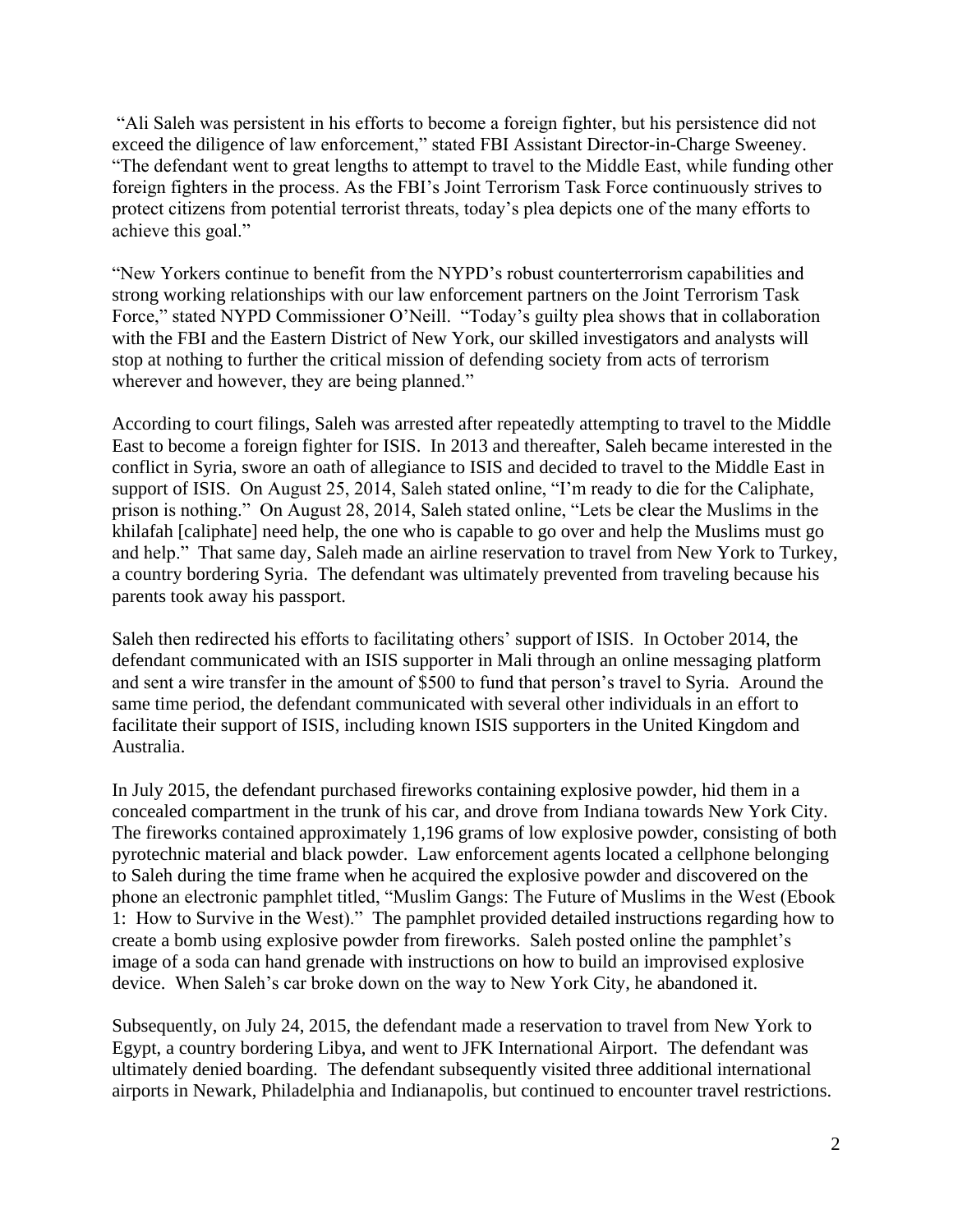"Ali Saleh was persistent in his efforts to become a foreign fighter, but his persistence did not exceed the diligence of law enforcement," stated FBI Assistant Director-in-Charge Sweeney. "The defendant went to great lengths to attempt to travel to the Middle East, while funding other foreign fighters in the process. As the FBI's Joint Terrorism Task Force continuously strives to protect citizens from potential terrorist threats, today's plea depicts one of the many efforts to achieve this goal."

"New Yorkers continue to benefit from the NYPD's robust counterterrorism capabilities and strong working relationships with our law enforcement partners on the Joint Terrorism Task Force," stated NYPD Commissioner O'Neill. "Today's guilty plea shows that in collaboration with the FBI and the Eastern District of New York, our skilled investigators and analysts will stop at nothing to further the critical mission of defending society from acts of terrorism wherever and however, they are being planned."

According to court filings, Saleh was arrested after repeatedly attempting to travel to the Middle East to become a foreign fighter for ISIS. In 2013 and thereafter, Saleh became interested in the conflict in Syria, swore an oath of allegiance to ISIS and decided to travel to the Middle East in support of ISIS. On August 25, 2014, Saleh stated online, "I'm ready to die for the Caliphate, prison is nothing." On August 28, 2014, Saleh stated online, "Lets be clear the Muslims in the khilafah [caliphate] need help, the one who is capable to go over and help the Muslims must go and help." That same day, Saleh made an airline reservation to travel from New York to Turkey, a country bordering Syria. The defendant was ultimately prevented from traveling because his parents took away his passport.

Saleh then redirected his efforts to facilitating others' support of ISIS. In October 2014, the defendant communicated with an ISIS supporter in Mali through an online messaging platform and sent a wire transfer in the amount of $500 to fund that person's travel to Syria. Around the same time period, the defendant communicated with several other individuals in an effort to facilitate their support of ISIS, including known ISIS supporters in the United Kingdom and Australia.

In July 2015, the defendant purchased fireworks containing explosive powder, hid them in a concealed compartment in the trunk of his car, and drove from Indiana towards New York City. The fireworks contained approximately 1,196 grams of low explosive powder, consisting of both pyrotechnic material and black powder. Law enforcement agents located a cellphone belonging to Saleh during the time frame when he acquired the explosive powder and discovered on the phone an electronic pamphlet titled, "Muslim Gangs: The Future of Muslims in the West (Ebook 1: How to Survive in the West)." The pamphlet provided detailed instructions regarding how to create a bomb using explosive powder from fireworks. Saleh posted online the pamphlet's image of a soda can hand grenade with instructions on how to build an improvised explosive device. When Saleh's car broke down on the way to New York City, he abandoned it.

Subsequently, on July 24, 2015, the defendant made a reservation to travel from New York to Egypt, a country bordering Libya, and went to JFK International Airport. The defendant was ultimately denied boarding. The defendant subsequently visited three additional international airports in Newark, Philadelphia and Indianapolis, but continued to encounter travel restrictions.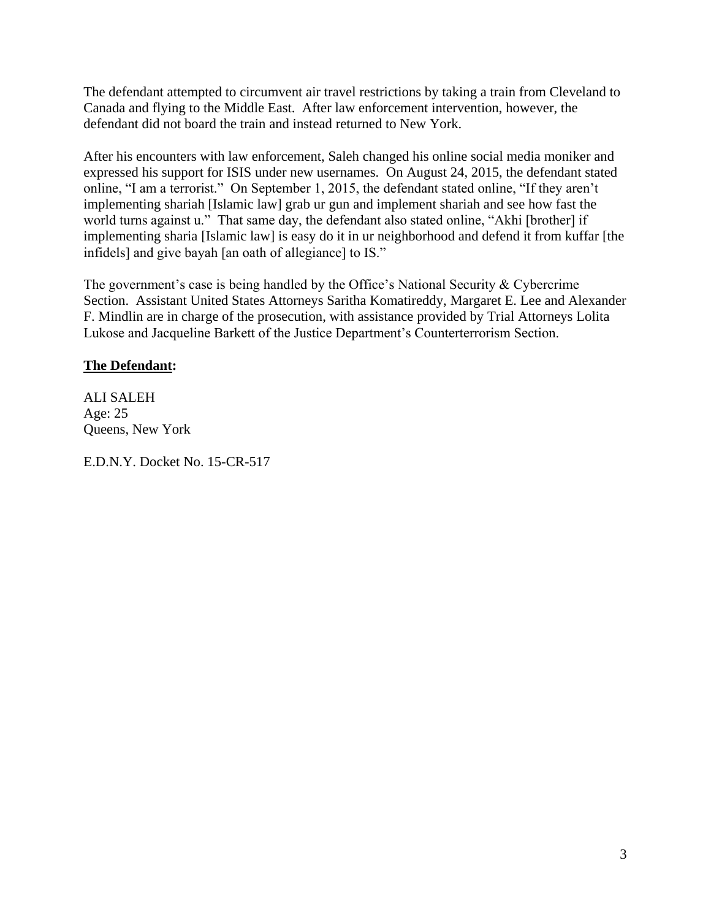The defendant attempted to circumvent air travel restrictions by taking a train from Cleveland to Canada and flying to the Middle East. After law enforcement intervention, however, the defendant did not board the train and instead returned to New York.

After his encounters with law enforcement, Saleh changed his online social media moniker and expressed his support for ISIS under new usernames. On August 24, 2015, the defendant stated online, "I am a terrorist." On September 1, 2015, the defendant stated online, "If they aren't implementing shariah [Islamic law] grab ur gun and implement shariah and see how fast the world turns against u." That same day, the defendant also stated online, "Akhi [brother] if implementing sharia [Islamic law] is easy do it in ur neighborhood and defend it from kuffar [the infidels] and give bayah [an oath of allegiance] to IS."

The government's case is being handled by the Office's National Security & Cybercrime Section. Assistant United States Attorneys Saritha Komatireddy, Margaret E. Lee and Alexander F. Mindlin are in charge of the prosecution, with assistance provided by Trial Attorneys Lolita Lukose and Jacqueline Barkett of the Justice Department's Counterterrorism Section.

**The Defendant:**

ALI SALEH
Age: 25
Queens, New York

E.D.N.Y. Docket No. 15-CR-517